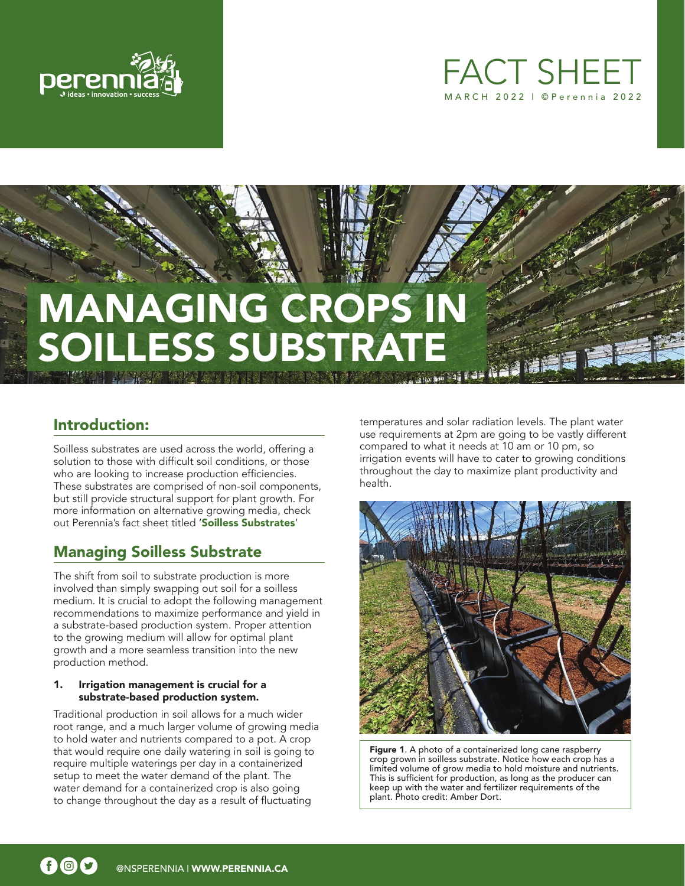# FACT SHEET

MARCH 2022 | ©Perennia 2022

# MANAGING CROPS IN SOILLESS SUBSTRATE

## Introduction:

Soilless substrates are used across the world, offering a solution to those with difficult soil conditions, or those who are looking to increase production efficiencies. These substrates are comprised of non-soil components, but still provide structural support for plant growth. For more information on alternative growing media, check out Perennia's fact sheet titled '**Soilless Substrates**'

## Managing Soilless Substrate

The shift from soil to substrate production is more involved than simply swapping out soil for a soilless medium. It is crucial to adopt the following management recommendations to maximize performance and yield in a substrate-based production system. Proper attention to the growing medium will allow for optimal plant growth and a more seamless transition into the new production method.

1. **Irrigation management is crucial for a substrate-based production system.**

Traditional production in soil allows for a much wider root range, and a much larger volume of growing media to hold water and nutrients compared to a pot. A crop that would require one daily watering in soil is going to require multiple waterings per day in a containerized setup to meet the water demand of the plant. The water demand for a containerized crop is also going to change throughout the day as a result of fluctuating temperatures and solar radiation levels. The plant water use requirements at 2pm are going to be vastly different compared to what it needs at 10 am or 10 pm, so irrigation events will have to cater to growing conditions throughout the day to maximize plant productivity and health.

**Figure 1**. A photo of a containerized long cane raspberry crop grown in soilless substrate. Notice how each crop has a limited volume of grow media to hold moisture and nutrients. This is sufficient for production, as long as the producer can keep up with the water and fertilizer requirements of the plant. Photo credit: Amber Dort.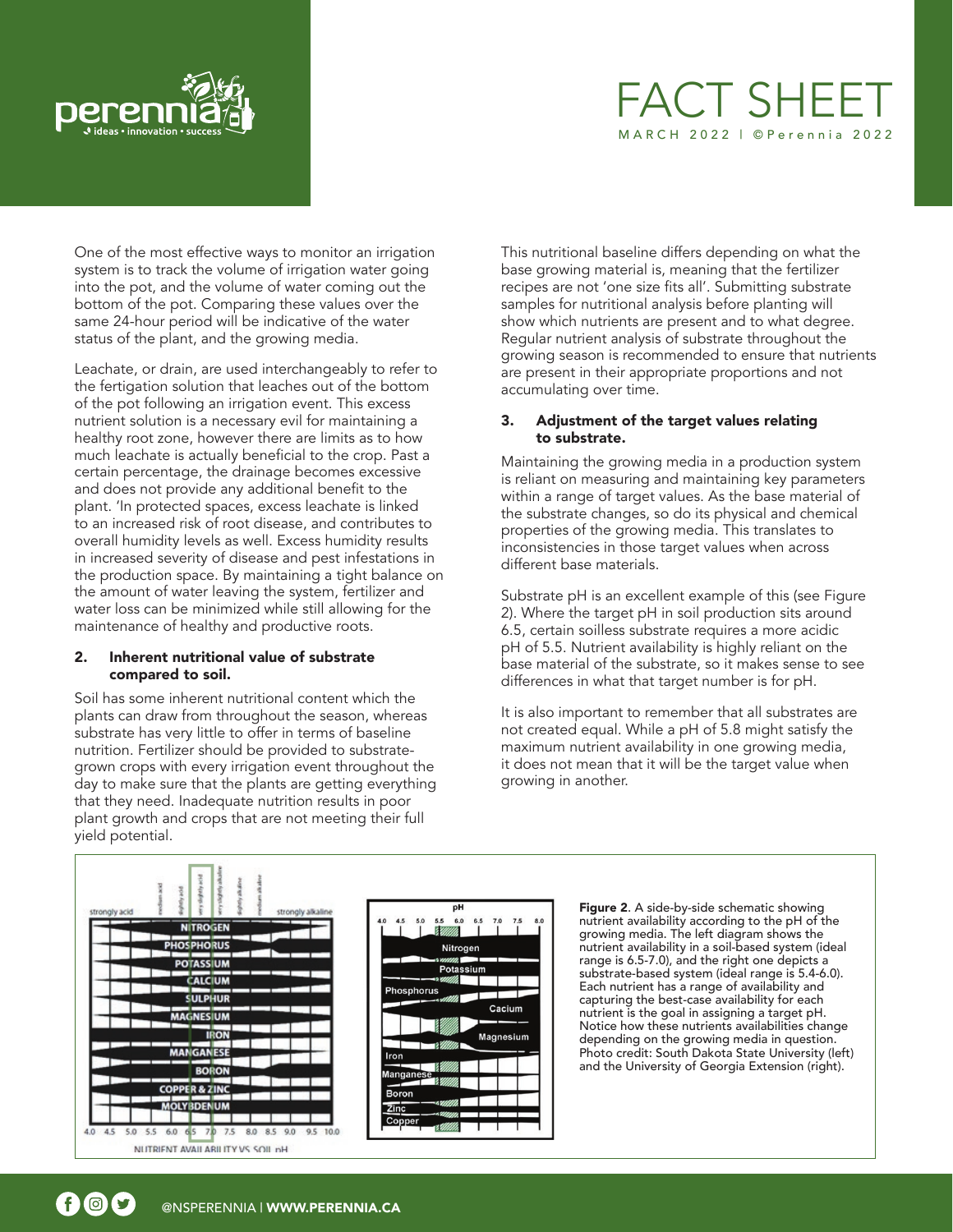One of the most effective ways to monitor an irrigation system is to track the volume of irrigation water going into the pot, and the volume of water coming out the bottom of the pot. Comparing these values over the same 24-hour period will be indicative of the water status of the plant, and the growing media.

Leachate, or drain, are used interchangeably to refer to the fertigation solution that leaches out of the bottom of the pot following an irrigation event. This excess nutrient solution is a necessary evil for maintaining a healthy root zone, however there are limits as to how much leachate is actually beneficial to the crop. Past a certain percentage, the drainage becomes excessive and does not provide any additional benefit to the plant. 'In protected spaces, excess leachate is linked to an increased risk of root disease, and contributes to overall humidity levels as well. Excess humidity results in increased severity of disease and pest infestations in the production space. By maintaining a tight balance on the amount of water leaving the system, fertilizer and water loss can be minimized while still allowing for the maintenance of healthy and productive roots.

## 2. Inherent nutritional value of substrate compared to soil.

Soil has some inherent nutritional content which the plants can draw from throughout the season, whereas substrate has very little to offer in terms of baseline nutrition. Fertilizer should be provided to substrate-grown crops with every irrigation event throughout the day to make sure that the plants are getting everything that they need. Inadequate nutrition results in poor plant growth and crops that are not meeting their full yield potential.

This nutritional baseline differs depending on what the base growing material is, meaning that the fertilizer recipes are not 'one size fits all'. Submitting substrate samples for nutritional analysis before planting will show which nutrients are present and to what degree. Regular nutrient analysis of substrate throughout the growing season is recommended to ensure that nutrients are present in their appropriate proportions and not accumulating over time.

## 3. Adjustment of the target values relating to substrate.

Maintaining the growing media in a production system is reliant on measuring and maintaining key parameters within a range of target values. As the base material of the substrate changes, so do its physical and chemical properties of the growing media. This translates to inconsistencies in those target values when across different base materials.

Substrate pH is an excellent example of this (see Figure 2). Where the target pH in soil production sits around 6.5, certain soilless substrate requires a more acidic pH of 5.5. Nutrient availability is highly reliant on the base material of the substrate, so it makes sense to see differences in what that target number is for pH.

It is also important to remember that all substrates are not created equal. While a pH of 5.8 might satisfy the maximum nutrient availability in one growing media, it does not mean that it will be the target value when growing in another.

**Figure 2**. A side-by-side schematic showing nutrient availability according to the pH of the growing media. The left diagram shows the nutrient availability in a soil-based system (ideal range is 6.5-7.0), and the right one depicts a substrate-based system (ideal range is 5.4-6.0). Each nutrient has a range of availability and capturing the best-case availability for each nutrient is the goal in assigning a target pH. Notice how these nutrients availabilities change depending on the growing media in question. Photo credit: South Dakota State University (left) and the University of Georgia Extension (right).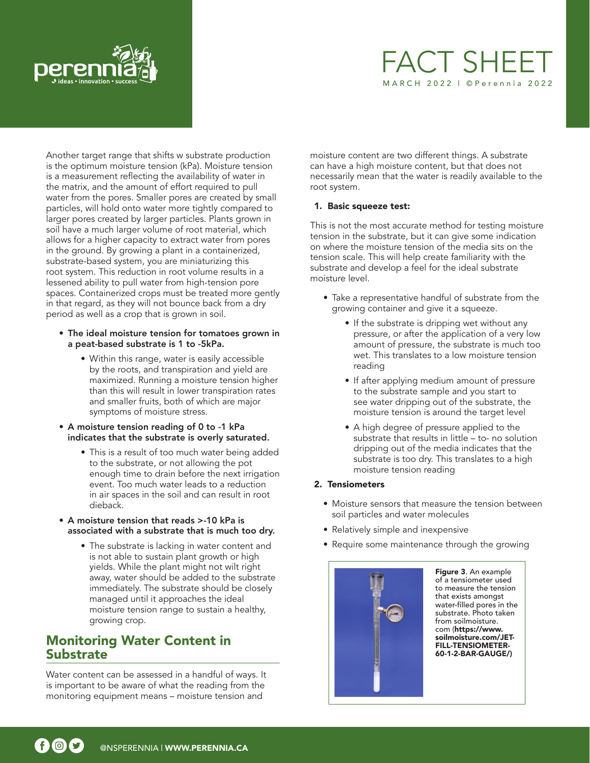Another target range that shifts w substrate production is the optimum moisture tension (kPa). Moisture tension is a measurement reflecting the availability of water in the matrix, and the amount of effort required to pull water from the pores. Smaller pores are created by small particles, will hold onto water more tightly compared to larger pores created by larger particles. Plants grown in soil have a much larger volume of root material, which allows for a higher capacity to extract water from pores in the ground. By growing a plant in a containerized, substrate-based system, you are miniaturizing this root system. This reduction in root volume results in a lessened ability to pull water from high-tension pore spaces. Containerized crops must be treated more gently in that regard, as they will not bounce back from a dry period as well as a crop that is grown in soil.

- **The ideal moisture tension for tomatoes grown in a peat-based substrate is 1 to -5kPa.**
  - Within this range, water is easily accessible by the roots, and transpiration and yield are maximized. Running a moisture tension higher than this will result in lower transpiration rates and smaller fruits, both of which are major symptoms of moisture stress.
- **A moisture tension reading of 0 to -1 kPa indicates that the substrate is overly saturated.**
  - This is a result of too much water being added to the substrate, or not allowing the pot enough time to drain before the next irrigation event. Too much water leads to a reduction in air spaces in the soil and can result in root dieback.
- **A moisture tension that reads >-10 kPa is associated with a substrate that is much too dry.**
  - The substrate is lacking in water content and is not able to sustain plant growth or high yields. While the plant might not wilt right away, water should be added to the substrate immediately. The substrate should be closely managed until it approaches the ideal moisture tension range to sustain a healthy, growing crop.

## Monitoring Water Content in Substrate

Water content can be assessed in a handful of ways. It is important to be aware of what the reading from the monitoring equipment means – moisture tension and moisture content are two different things. A substrate can have a high moisture content, but that does not necessarily mean that the water is readily available to the root system.

1. **Basic squeeze test:**

This is not the most accurate method for testing moisture tension in the substrate, but it can give some indication on where the moisture tension of the media sits on the tension scale. This will help create familiarity with the substrate and develop a feel for the ideal substrate moisture level.

- Take a representative handful of substrate from the growing container and give it a squeeze.
  - If the substrate is dripping wet without any pressure, or after the application of a very low amount of pressure, the substrate is much too wet. This translates to a low moisture tension reading
  - If after applying medium amount of pressure to the substrate sample and you start to see water dripping out of the substrate, the moisture tension is around the target level
  - A high degree of pressure applied to the substrate that results in little – to- no solution dripping out of the media indicates that the substrate is too dry. This translates to a high moisture tension reading

2. **Tensiometers**

- Moisture sensors that measure the tension between soil particles and water molecules
- Relatively simple and inexpensive
- Require some maintenance through the growing

**Figure 3**. An example of a tensiometer used to measure the tension that exists amongst water-filled pores in the substrate. Photo taken from soilmoisture.com (**https://www.soilmoisture.com/JET-FILL-TENSIOMETER-60-1-2-BAR-GAUGE/)**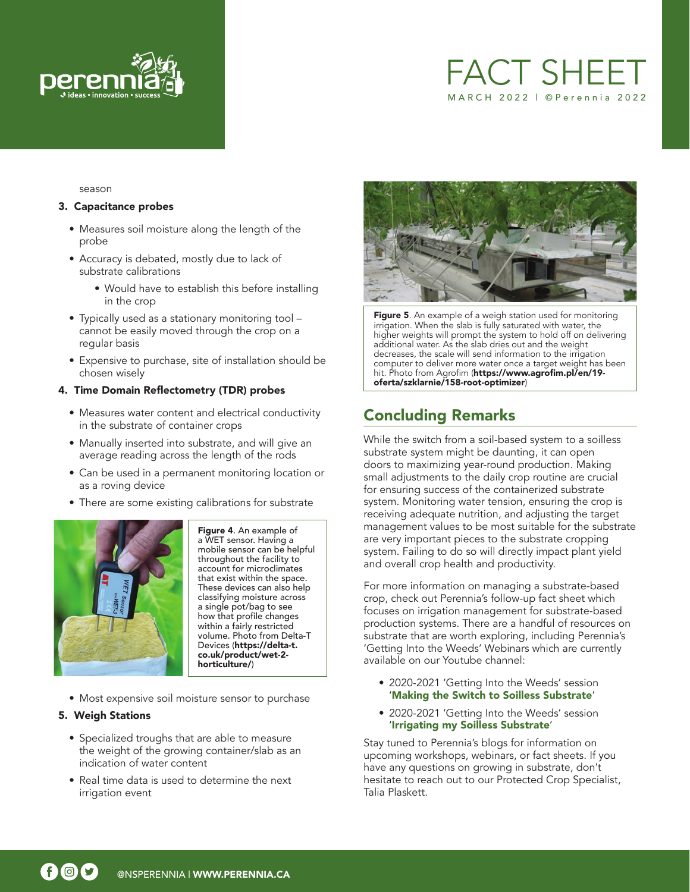season

3. **Capacitance probes**
   - Measures soil moisture along the length of the probe
   - Accuracy is debated, mostly due to lack of substrate calibrations
     - Would have to establish this before installing in the crop
   - Typically used as a stationary monitoring tool – cannot be easily moved through the crop on a regular basis
   - Expensive to purchase, site of installation should be chosen wisely
4. **Time Domain Reflectometry (TDR) probes**
   - Measures water content and electrical conductivity in the substrate of container crops
   - Manually inserted into substrate, and will give an average reading across the length of the rods
   - Can be used in a permanent monitoring location or as a roving device
   - There are some existing calibrations for substrate

**Figure 4**. An example of a WET sensor. Having a mobile sensor can be helpful throughout the facility to account for microclimates that exist within the space. These devices can also help classifying moisture across a single pot/bag to see how that profile changes within a fairly restricted volume. Photo from Delta-T Devices (**https://delta-t.co.uk/product/wet-2-horticulture/**)

   - Most expensive soil moisture sensor to purchase
5. **Weigh Stations**
   - Specialized troughs that are able to measure the weight of the growing container/slab as an indication of water content
   - Real time data is used to determine the next irrigation event

**Figure 5**. An example of a weigh station used for monitoring irrigation. When the slab is fully saturated with water, the higher weights will prompt the system to hold off on delivering additional water. As the slab dries out and the weight decreases, the scale will send information to the irrigation computer to deliver more water once a target weight has been hit. Photo from Agrofim (**https://www.agrofim.pl/en/19-oferta/szklarnie/158-root-optimizer**)

## Concluding Remarks

While the switch from a soil-based system to a soilless substrate system might be daunting, it can open doors to maximizing year-round production. Making small adjustments to the daily crop routine are crucial for ensuring success of the containerized substrate system. Monitoring water tension, ensuring the crop is receiving adequate nutrition, and adjusting the target management values to be most suitable for the substrate are very important pieces to the substrate cropping system. Failing to do so will directly impact plant yield and overall crop health and productivity.

For more information on managing a substrate-based crop, check out Perennia's follow-up fact sheet which focuses on irrigation management for substrate-based production systems. There are a handful of resources on substrate that are worth exploring, including Perennia's 'Getting Into the Weeds' Webinars which are currently available on our Youtube channel:

- 2020-2021 'Getting Into the Weeds' session '**Making the Switch to Soilless Substrate**'
- 2020-2021 'Getting Into the Weeds' session '**Irrigating my Soilless Substrate**'

Stay tuned to Perennia's blogs for information on upcoming workshops, webinars, or fact sheets. If you have any questions on growing in substrate, don't hesitate to reach out to our Protected Crop Specialist, Talia Plaskett.